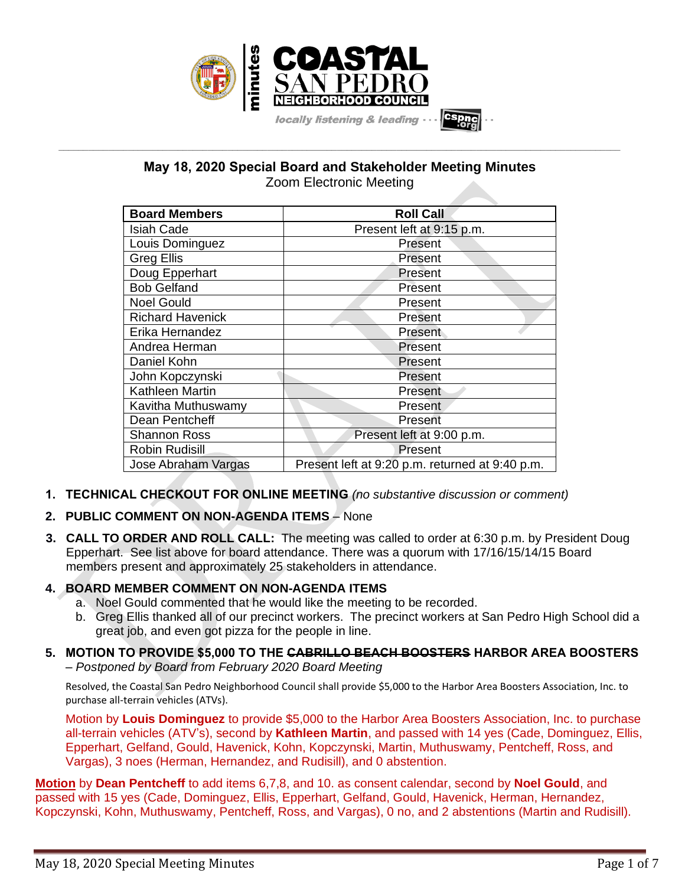COASTAL SAN PEDRO NEIGHBORHOOD COUNCIL

minutes

*locally listening & leading* cspnc.org

# May 18, 2020 Special Board and Stakeholder Meeting Minutes

Zoom Electronic Meeting

| Board Members | Roll Call |
|---|---|
| Isiah Cade | Present left at 9:15 p.m. |
| Louis Dominguez | Present |
| Greg Ellis | Present |
| Doug Epperhart | Present |
| Bob Gelfand | Present |
| Noel Gould | Present |
| Richard Havenick | Present |
| Erika Hernandez | Present |
| Andrea Herman | Present |
| Daniel Kohn | Present |
| John Kopczynski | Present |
| Kathleen Martin | Present |
| Kavitha Muthuswamy | Present |
| Dean Pentcheff | Present |
| Shannon Ross | Present left at 9:00 p.m. |
| Robin Rudisill | Present |
| Jose Abraham Vargas | Present left at 9:20 p.m. returned at 9:40 p.m. |

1. **TECHNICAL CHECKOUT FOR ONLINE MEETING** *(no substantive discussion or comment)*
2. **PUBLIC COMMENT ON NON-AGENDA ITEMS** – None
3. **CALL TO ORDER AND ROLL CALL:** The meeting was called to order at 6:30 p.m. by President Doug Epperhart. See list above for board attendance. There was a quorum with 17/16/15/14/15 Board members present and approximately 25 stakeholders in attendance.
4. **BOARD MEMBER COMMENT ON NON-AGENDA ITEMS**
   a. Noel Gould commented that he would like the meeting to be recorded.
   b. Greg Ellis thanked all of our precinct workers. The precinct workers at San Pedro High School did a great job, and even got pizza for the people in line.
5. **MOTION TO PROVIDE $5,000 TO THE ~~CABRILLO BEACH BOOSTERS~~ HARBOR AREA BOOSTERS** *– Postponed by Board from February 2020 Board Meeting*

   Resolved, the Coastal San Pedro Neighborhood Council shall provide $5,000 to the Harbor Area Boosters Association, Inc. to purchase all-terrain vehicles (ATVs).

   Motion by **Louis Dominguez** to provide $5,000 to the Harbor Area Boosters Association, Inc. to purchase all-terrain vehicles (ATV's), second by **Kathleen Martin**, and passed with 14 yes (Cade, Dominguez, Ellis, Epperhart, Gelfand, Gould, Havenick, Kohn, Kopczynski, Martin, Muthuswamy, Pentcheff, Ross, and Vargas), 3 noes (Herman, Hernandez, and Rudisill), and 0 abstention.

**Motion** by **Dean Pentcheff** to add items 6,7,8, and 10. as consent calendar, second by **Noel Gould**, and passed with 15 yes (Cade, Dominguez, Ellis, Epperhart, Gelfand, Gould, Havenick, Herman, Hernandez, Kopczynski, Kohn, Muthuswamy, Pentcheff, Ross, and Vargas), 0 no, and 2 abstentions (Martin and Rudisill).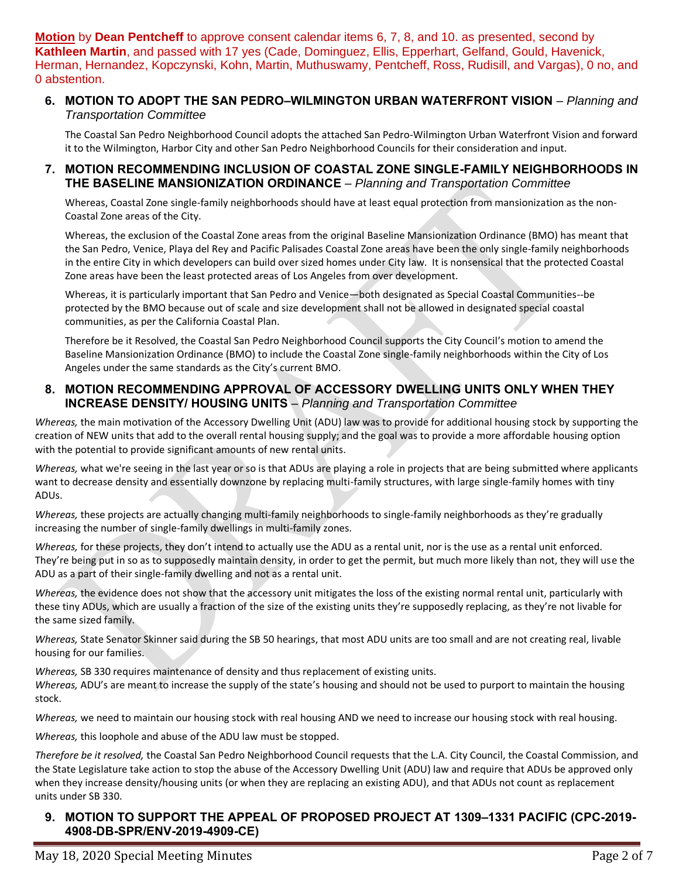**Motion** by **Dean Pentcheff** to approve consent calendar items 6, 7, 8, and 10. as presented, second by **Kathleen Martin**, and passed with 17 yes (Cade, Dominguez, Ellis, Epperhart, Gelfand, Gould, Havenick, Herman, Hernandez, Kopczynski, Kohn, Martin, Muthuswamy, Pentcheff, Ross, Rudisill, and Vargas), 0 no, and 0 abstention.

### 6. MOTION TO ADOPT THE SAN PEDRO–WILMINGTON URBAN WATERFRONT VISION – *Planning and Transportation Committee*

The Coastal San Pedro Neighborhood Council adopts the attached San Pedro-Wilmington Urban Waterfront Vision and forward it to the Wilmington, Harbor City and other San Pedro Neighborhood Councils for their consideration and input.

### 7. MOTION RECOMMENDING INCLUSION OF COASTAL ZONE SINGLE-FAMILY NEIGHBORHOODS IN THE BASELINE MANSIONIZATION ORDINANCE – *Planning and Transportation Committee*

Whereas, Coastal Zone single-family neighborhoods should have at least equal protection from mansionization as the non-Coastal Zone areas of the City.

Whereas, the exclusion of the Coastal Zone areas from the original Baseline Mansionization Ordinance (BMO) has meant that the San Pedro, Venice, Playa del Rey and Pacific Palisades Coastal Zone areas have been the only single-family neighborhoods in the entire City in which developers can build over sized homes under City law. It is nonsensical that the protected Coastal Zone areas have been the least protected areas of Los Angeles from over development.

Whereas, it is particularly important that San Pedro and Venice—both designated as Special Coastal Communities--be protected by the BMO because out of scale and size development shall not be allowed in designated special coastal communities, as per the California Coastal Plan.

Therefore be it Resolved, the Coastal San Pedro Neighborhood Council supports the City Council's motion to amend the Baseline Mansionization Ordinance (BMO) to include the Coastal Zone single-family neighborhoods within the City of Los Angeles under the same standards as the City's current BMO.

### 8. MOTION RECOMMENDING APPROVAL OF ACCESSORY DWELLING UNITS ONLY WHEN THEY INCREASE DENSITY/ HOUSING UNITS – *Planning and Transportation Committee*

*Whereas,* the main motivation of the Accessory Dwelling Unit (ADU) law was to provide for additional housing stock by supporting the creation of NEW units that add to the overall rental housing supply; and the goal was to provide a more affordable housing option with the potential to provide significant amounts of new rental units.

*Whereas,* what we're seeing in the last year or so is that ADUs are playing a role in projects that are being submitted where applicants want to decrease density and essentially downzone by replacing multi-family structures, with large single-family homes with tiny ADUs.

*Whereas,* these projects are actually changing multi-family neighborhoods to single-family neighborhoods as they're gradually increasing the number of single-family dwellings in multi-family zones.

*Whereas,* for these projects, they don't intend to actually use the ADU as a rental unit, nor is the use as a rental unit enforced. They're being put in so as to supposedly maintain density, in order to get the permit, but much more likely than not, they will use the ADU as a part of their single-family dwelling and not as a rental unit.

*Whereas,* the evidence does not show that the accessory unit mitigates the loss of the existing normal rental unit, particularly with these tiny ADUs, which are usually a fraction of the size of the existing units they're supposedly replacing, as they're not livable for the same sized family.

*Whereas,* State Senator Skinner said during the SB 50 hearings, that most ADU units are too small and are not creating real, livable housing for our families.

*Whereas,* SB 330 requires maintenance of density and thus replacement of existing units.
*Whereas,* ADU's are meant to increase the supply of the state's housing and should not be used to purport to maintain the housing stock.

*Whereas,* we need to maintain our housing stock with real housing AND we need to increase our housing stock with real housing.

*Whereas,* this loophole and abuse of the ADU law must be stopped.

*Therefore be it resolved,* the Coastal San Pedro Neighborhood Council requests that the L.A. City Council, the Coastal Commission, and the State Legislature take action to stop the abuse of the Accessory Dwelling Unit (ADU) law and require that ADUs be approved only when they increase density/housing units (or when they are replacing an existing ADU), and that ADUs not count as replacement units under SB 330.

### 9. MOTION TO SUPPORT THE APPEAL OF PROPOSED PROJECT AT 1309–1331 PACIFIC (CPC-2019-4908-DB-SPR/ENV-2019-4909-CE)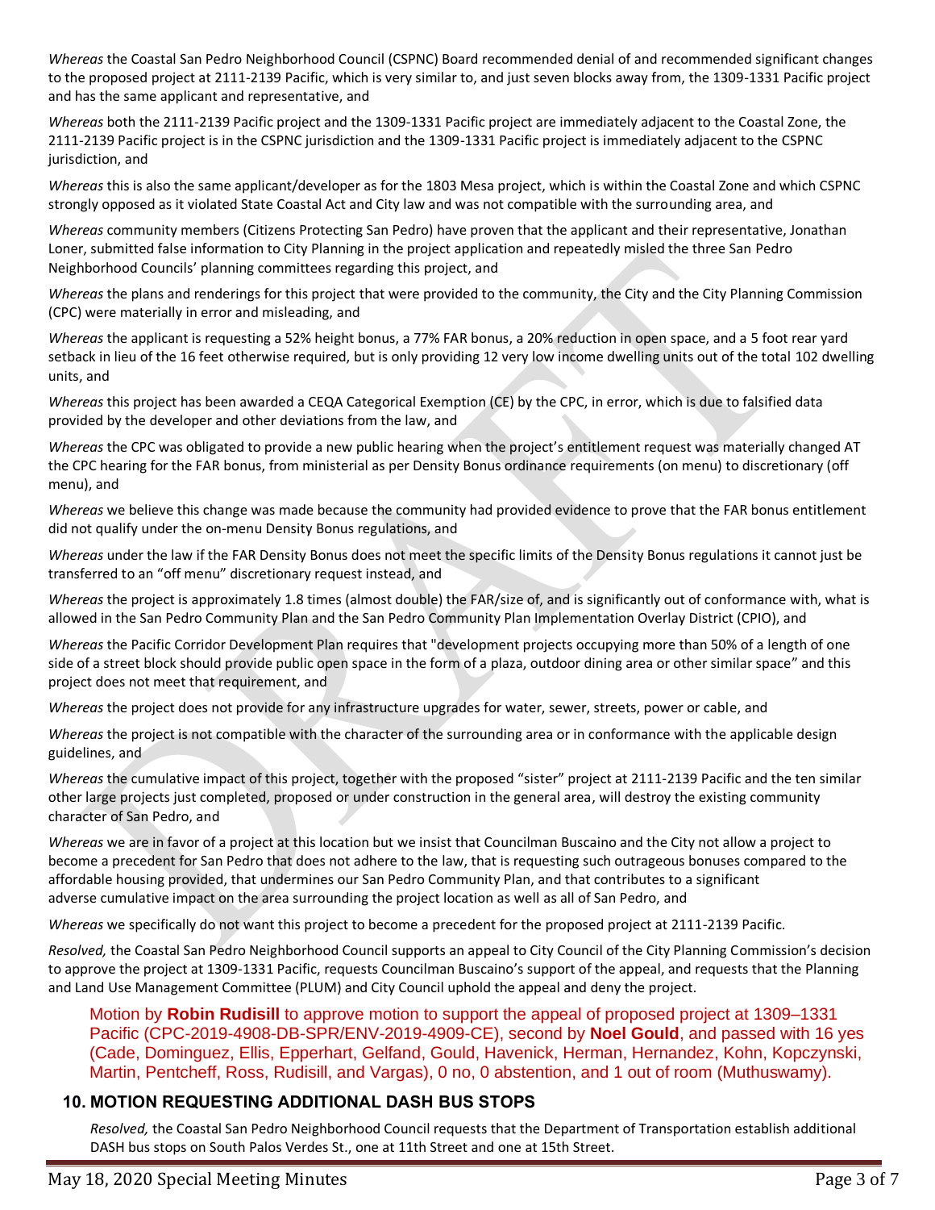*Whereas* the Coastal San Pedro Neighborhood Council (CSPNC) Board recommended denial of and recommended significant changes to the proposed project at 2111-2139 Pacific, which is very similar to, and just seven blocks away from, the 1309-1331 Pacific project and has the same applicant and representative, and

*Whereas* both the 2111-2139 Pacific project and the 1309-1331 Pacific project are immediately adjacent to the Coastal Zone, the 2111-2139 Pacific project is in the CSPNC jurisdiction and the 1309-1331 Pacific project is immediately adjacent to the CSPNC jurisdiction, and

*Whereas* this is also the same applicant/developer as for the 1803 Mesa project, which is within the Coastal Zone and which CSPNC strongly opposed as it violated State Coastal Act and City law and was not compatible with the surrounding area, and

*Whereas* community members (Citizens Protecting San Pedro) have proven that the applicant and their representative, Jonathan Loner, submitted false information to City Planning in the project application and repeatedly misled the three San Pedro Neighborhood Councils' planning committees regarding this project, and

*Whereas* the plans and renderings for this project that were provided to the community, the City and the City Planning Commission (CPC) were materially in error and misleading, and

*Whereas* the applicant is requesting a 52% height bonus, a 77% FAR bonus, a 20% reduction in open space, and a 5 foot rear yard setback in lieu of the 16 feet otherwise required, but is only providing 12 very low income dwelling units out of the total 102 dwelling units, and

*Whereas* this project has been awarded a CEQA Categorical Exemption (CE) by the CPC, in error, which is due to falsified data provided by the developer and other deviations from the law, and

*Whereas* the CPC was obligated to provide a new public hearing when the project's entitlement request was materially changed AT the CPC hearing for the FAR bonus, from ministerial as per Density Bonus ordinance requirements (on menu) to discretionary (off menu), and

*Whereas* we believe this change was made because the community had provided evidence to prove that the FAR bonus entitlement did not qualify under the on-menu Density Bonus regulations, and

*Whereas* under the law if the FAR Density Bonus does not meet the specific limits of the Density Bonus regulations it cannot just be transferred to an "off menu" discretionary request instead, and

*Whereas* the project is approximately 1.8 times (almost double) the FAR/size of, and is significantly out of conformance with, what is allowed in the San Pedro Community Plan and the San Pedro Community Plan Implementation Overlay District (CPIO), and

*Whereas* the Pacific Corridor Development Plan requires that "development projects occupying more than 50% of a length of one side of a street block should provide public open space in the form of a plaza, outdoor dining area or other similar space" and this project does not meet that requirement, and

*Whereas* the project does not provide for any infrastructure upgrades for water, sewer, streets, power or cable, and

*Whereas* the project is not compatible with the character of the surrounding area or in conformance with the applicable design guidelines, and

*Whereas* the cumulative impact of this project, together with the proposed "sister" project at 2111-2139 Pacific and the ten similar other large projects just completed, proposed or under construction in the general area, will destroy the existing community character of San Pedro, and

*Whereas* we are in favor of a project at this location but we insist that Councilman Buscaino and the City not allow a project to become a precedent for San Pedro that does not adhere to the law, that is requesting such outrageous bonuses compared to the affordable housing provided, that undermines our San Pedro Community Plan, and that contributes to a significant adverse cumulative impact on the area surrounding the project location as well as all of San Pedro, and

*Whereas* we specifically do not want this project to become a precedent for the proposed project at 2111-2139 Pacific.

*Resolved,* the Coastal San Pedro Neighborhood Council supports an appeal to City Council of the City Planning Commission's decision to approve the project at 1309-1331 Pacific, requests Councilman Buscaino's support of the appeal, and requests that the Planning and Land Use Management Committee (PLUM) and City Council uphold the appeal and deny the project.

Motion by **Robin Rudisill** to approve motion to support the appeal of proposed project at 1309–1331 Pacific (CPC-2019-4908-DB-SPR/ENV-2019-4909-CE), second by **Noel Gould**, and passed with 16 yes (Cade, Dominguez, Ellis, Epperhart, Gelfand, Gould, Havenick, Herman, Hernandez, Kohn, Kopczynski, Martin, Pentcheff, Ross, Rudisill, and Vargas), 0 no, 0 abstention, and 1 out of room (Muthuswamy).

## 10. MOTION REQUESTING ADDITIONAL DASH BUS STOPS

*Resolved,* the Coastal San Pedro Neighborhood Council requests that the Department of Transportation establish additional DASH bus stops on South Palos Verdes St., one at 11th Street and one at 15th Street.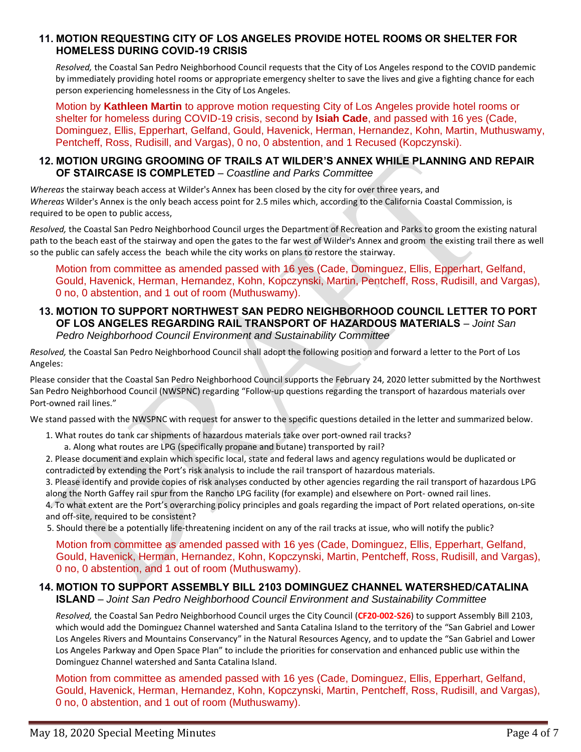## 11. MOTION REQUESTING CITY OF LOS ANGELES PROVIDE HOTEL ROOMS OR SHELTER FOR HOMELESS DURING COVID-19 CRISIS

*Resolved,* the Coastal San Pedro Neighborhood Council requests that the City of Los Angeles respond to the COVID pandemic by immediately providing hotel rooms or appropriate emergency shelter to save the lives and give a fighting chance for each person experiencing homelessness in the City of Los Angeles.

Motion by **Kathleen Martin** to approve motion requesting City of Los Angeles provide hotel rooms or shelter for homeless during COVID-19 crisis, second by **Isiah Cade**, and passed with 16 yes (Cade, Dominguez, Ellis, Epperhart, Gelfand, Gould, Havenick, Herman, Hernandez, Kohn, Martin, Muthuswamy, Pentcheff, Ross, Rudisill, and Vargas), 0 no, 0 abstention, and 1 Recused (Kopczynski).

## 12. MOTION URGING GROOMING OF TRAILS AT WILDER'S ANNEX WHILE PLANNING AND REPAIR OF STAIRCASE IS COMPLETED – *Coastline and Parks Committee*

*Whereas* the stairway beach access at Wilder's Annex has been closed by the city for over three years, and
*Whereas* Wilder's Annex is the only beach access point for 2.5 miles which, according to the California Coastal Commission, is required to be open to public access,

*Resolved,* the Coastal San Pedro Neighborhood Council urges the Department of Recreation and Parks to groom the existing natural path to the beach east of the stairway and open the gates to the far west of Wilder's Annex and groom the existing trail there as well so the public can safely access the beach while the city works on plans to restore the stairway.

Motion from committee as amended passed with 16 yes (Cade, Dominguez, Ellis, Epperhart, Gelfand, Gould, Havenick, Herman, Hernandez, Kohn, Kopczynski, Martin, Pentcheff, Ross, Rudisill, and Vargas), 0 no, 0 abstention, and 1 out of room (Muthuswamy).

## 13. MOTION TO SUPPORT NORTHWEST SAN PEDRO NEIGHBORHOOD COUNCIL LETTER TO PORT OF LOS ANGELES REGARDING RAIL TRANSPORT OF HAZARDOUS MATERIALS – *Joint San Pedro Neighborhood Council Environment and Sustainability Committee*

*Resolved,* the Coastal San Pedro Neighborhood Council shall adopt the following position and forward a letter to the Port of Los Angeles:

Please consider that the Coastal San Pedro Neighborhood Council supports the February 24, 2020 letter submitted by the Northwest San Pedro Neighborhood Council (NWSPNC) regarding "Follow-up questions regarding the transport of hazardous materials over Port-owned rail lines."

We stand passed with the NWSPNC with request for answer to the specific questions detailed in the letter and summarized below.

1. What routes do tank car shipments of hazardous materials take over port-owned rail tracks?
   a. Along what routes are LPG (specifically propane and butane) transported by rail?
2. Please document and explain which specific local, state and federal laws and agency regulations would be duplicated or contradicted by extending the Port's risk analysis to include the rail transport of hazardous materials.
3. Please identify and provide copies of risk analyses conducted by other agencies regarding the rail transport of hazardous LPG along the North Gaffey rail spur from the Rancho LPG facility (for example) and elsewhere on Port- owned rail lines.
4. To what extent are the Port's overarching policy principles and goals regarding the impact of Port related operations, on-site and off-site, required to be consistent?
5. Should there be a potentially life-threatening incident on any of the rail tracks at issue, who will notify the public?

Motion from committee as amended passed with 16 yes (Cade, Dominguez, Ellis, Epperhart, Gelfand, Gould, Havenick, Herman, Hernandez, Kohn, Kopczynski, Martin, Pentcheff, Ross, Rudisill, and Vargas), 0 no, 0 abstention, and 1 out of room (Muthuswamy).

## 14. MOTION TO SUPPORT ASSEMBLY BILL 2103 DOMINGUEZ CHANNEL WATERSHED/CATALINA ISLAND – *Joint San Pedro Neighborhood Council Environment and Sustainability Committee*

*Resolved,* the Coastal San Pedro Neighborhood Council urges the City Council (**CF20-002-S26**) to support Assembly Bill 2103, which would add the Dominguez Channel watershed and Santa Catalina Island to the territory of the "San Gabriel and Lower Los Angeles Rivers and Mountains Conservancy" in the Natural Resources Agency, and to update the "San Gabriel and Lower Los Angeles Parkway and Open Space Plan" to include the priorities for conservation and enhanced public use within the Dominguez Channel watershed and Santa Catalina Island.

Motion from committee as amended passed with 16 yes (Cade, Dominguez, Ellis, Epperhart, Gelfand, Gould, Havenick, Herman, Hernandez, Kohn, Kopczynski, Martin, Pentcheff, Ross, Rudisill, and Vargas), 0 no, 0 abstention, and 1 out of room (Muthuswamy).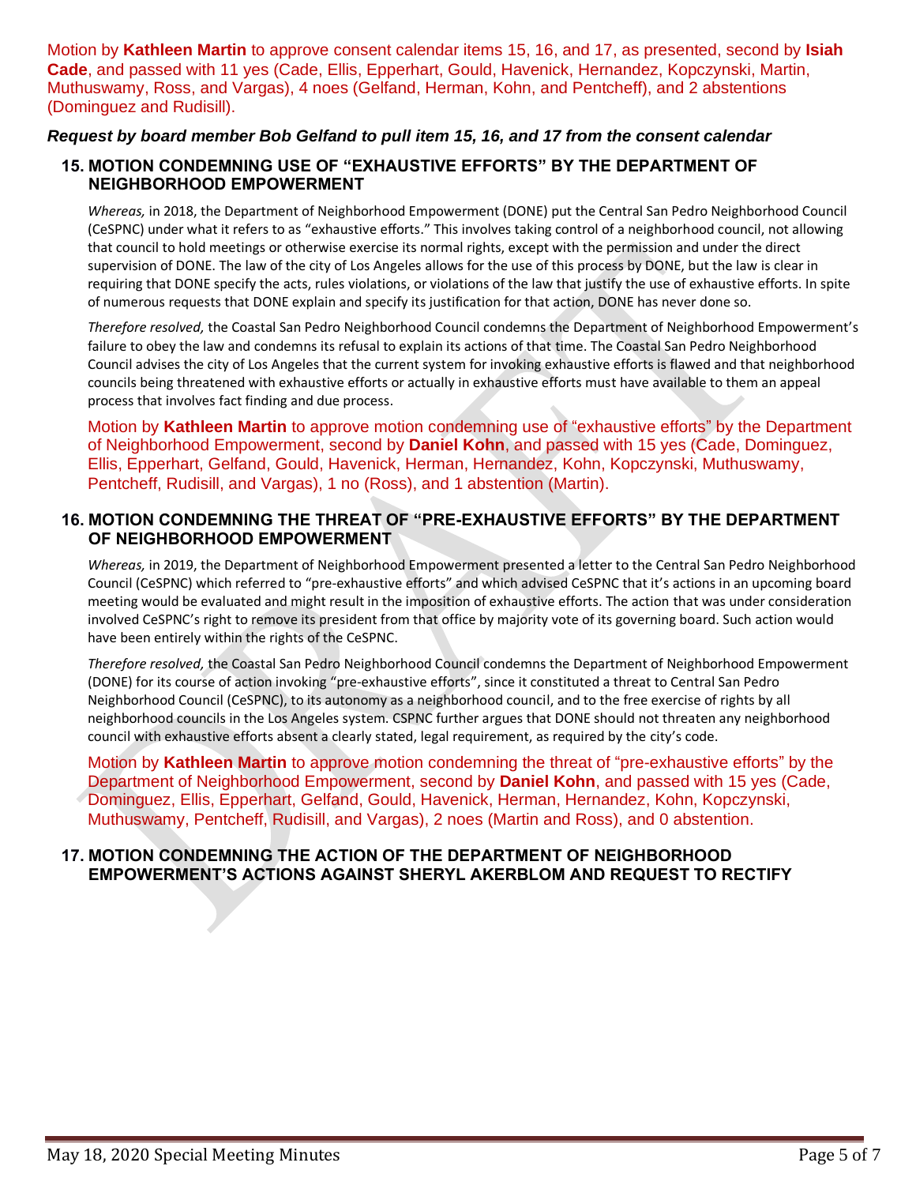Motion by **Kathleen Martin** to approve consent calendar items 15, 16, and 17, as presented, second by **Isiah Cade**, and passed with 11 yes (Cade, Ellis, Epperhart, Gould, Havenick, Hernandez, Kopczynski, Martin, Muthuswamy, Ross, and Vargas), 4 noes (Gelfand, Herman, Kohn, and Pentcheff), and 2 abstentions (Dominguez and Rudisill).

***Request by board member Bob Gelfand to pull item 15, 16, and 17 from the consent calendar***

### 15. MOTION CONDEMNING USE OF "EXHAUSTIVE EFFORTS" BY THE DEPARTMENT OF NEIGHBORHOOD EMPOWERMENT

*Whereas,* in 2018, the Department of Neighborhood Empowerment (DONE) put the Central San Pedro Neighborhood Council (CeSPNC) under what it refers to as "exhaustive efforts." This involves taking control of a neighborhood council, not allowing that council to hold meetings or otherwise exercise its normal rights, except with the permission and under the direct supervision of DONE. The law of the city of Los Angeles allows for the use of this process by DONE, but the law is clear in requiring that DONE specify the acts, rules violations, or violations of the law that justify the use of exhaustive efforts. In spite of numerous requests that DONE explain and specify its justification for that action, DONE has never done so.

*Therefore resolved,* the Coastal San Pedro Neighborhood Council condemns the Department of Neighborhood Empowerment's failure to obey the law and condemns its refusal to explain its actions of that time. The Coastal San Pedro Neighborhood Council advises the city of Los Angeles that the current system for invoking exhaustive efforts is flawed and that neighborhood councils being threatened with exhaustive efforts or actually in exhaustive efforts must have available to them an appeal process that involves fact finding and due process.

Motion by **Kathleen Martin** to approve motion condemning use of "exhaustive efforts" by the Department of Neighborhood Empowerment, second by **Daniel Kohn**, and passed with 15 yes (Cade, Dominguez, Ellis, Epperhart, Gelfand, Gould, Havenick, Herman, Hernandez, Kohn, Kopczynski, Muthuswamy, Pentcheff, Rudisill, and Vargas), 1 no (Ross), and 1 abstention (Martin).

### 16. MOTION CONDEMNING THE THREAT OF "PRE-EXHAUSTIVE EFFORTS" BY THE DEPARTMENT OF NEIGHBORHOOD EMPOWERMENT

*Whereas,* in 2019, the Department of Neighborhood Empowerment presented a letter to the Central San Pedro Neighborhood Council (CeSPNC) which referred to "pre-exhaustive efforts" and which advised CeSPNC that it's actions in an upcoming board meeting would be evaluated and might result in the imposition of exhaustive efforts. The action that was under consideration involved CeSPNC's right to remove its president from that office by majority vote of its governing board. Such action would have been entirely within the rights of the CeSPNC.

*Therefore resolved,* the Coastal San Pedro Neighborhood Council condemns the Department of Neighborhood Empowerment (DONE) for its course of action invoking "pre-exhaustive efforts", since it constituted a threat to Central San Pedro Neighborhood Council (CeSPNC), to its autonomy as a neighborhood council, and to the free exercise of rights by all neighborhood councils in the Los Angeles system. CSPNC further argues that DONE should not threaten any neighborhood council with exhaustive efforts absent a clearly stated, legal requirement, as required by the city's code.

Motion by **Kathleen Martin** to approve motion condemning the threat of "pre-exhaustive efforts" by the Department of Neighborhood Empowerment, second by **Daniel Kohn**, and passed with 15 yes (Cade, Dominguez, Ellis, Epperhart, Gelfand, Gould, Havenick, Herman, Hernandez, Kohn, Kopczynski, Muthuswamy, Pentcheff, Rudisill, and Vargas), 2 noes (Martin and Ross), and 0 abstention.

### 17. MOTION CONDEMNING THE ACTION OF THE DEPARTMENT OF NEIGHBORHOOD EMPOWERMENT'S ACTIONS AGAINST SHERYL AKERBLOM AND REQUEST TO RECTIFY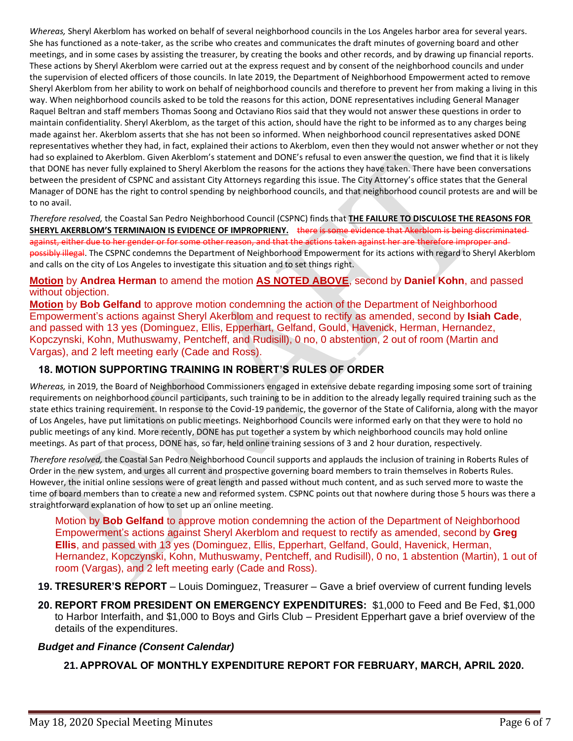*Whereas,* Sheryl Akerblom has worked on behalf of several neighborhood councils in the Los Angeles harbor area for several years. She has functioned as a note-taker, as the scribe who creates and communicates the draft minutes of governing board and other meetings, and in some cases by assisting the treasurer, by creating the books and other records, and by drawing up financial reports. These actions by Sheryl Akerblom were carried out at the express request and by consent of the neighborhood councils and under the supervision of elected officers of those councils. In late 2019, the Department of Neighborhood Empowerment acted to remove Sheryl Akerblom from her ability to work on behalf of neighborhood councils and therefore to prevent her from making a living in this way. When neighborhood councils asked to be told the reasons for this action, DONE representatives including General Manager Raquel Beltran and staff members Thomas Soong and Octaviano Rios said that they would not answer these questions in order to maintain confidentiality. Sheryl Akerblom, as the target of this action, should have the right to be informed as to any charges being made against her. Akerblom asserts that she has not been so informed. When neighborhood council representatives asked DONE representatives whether they had, in fact, explained their actions to Akerblom, even then they would not answer whether or not they had so explained to Akerblom. Given Akerblom's statement and DONE's refusal to even answer the question, we find that it is likely that DONE has never fully explained to Sheryl Akerblom the reasons for the actions they have taken. There have been conversations between the president of CSPNC and assistant City Attorneys regarding this issue. The City Attorney's office states that the General Manager of DONE has the right to control spending by neighborhood councils, and that neighborhood council protests are and will be to no avail.

*Therefore resolved,* the Coastal San Pedro Neighborhood Council (CSPNC) finds that **THE FAILURE TO DISCULOSE THE REASONS FOR SHERYL AKERBLOM'S TERMINAION IS EVIDENCE OF IMPROPRIENY.** ~~there is some evidence that Akerblom is being discriminated against, either due to her gender or for some other reason, and that the actions taken against her are therefore improper and possibly illegal~~. The CSPNC condemns the Department of Neighborhood Empowerment for its actions with regard to Sheryl Akerblom and calls on the city of Los Angeles to investigate this situation and to set things right.

**Motion** by **Andrea Herman** to amend the motion **AS NOTED ABOVE**, second by **Daniel Kohn**, and passed without objection.

**Motion** by **Bob Gelfand** to approve motion condemning the action of the Department of Neighborhood Empowerment's actions against Sheryl Akerblom and request to rectify as amended, second by **Isiah Cade**, and passed with 13 yes (Dominguez, Ellis, Epperhart, Gelfand, Gould, Havenick, Herman, Hernandez, Kopczynski, Kohn, Muthuswamy, Pentcheff, and Rudisill), 0 no, 0 abstention, 2 out of room (Martin and Vargas), and 2 left meeting early (Cade and Ross).

## 18. MOTION SUPPORTING TRAINING IN ROBERT'S RULES OF ORDER

*Whereas,* in 2019, the Board of Neighborhood Commissioners engaged in extensive debate regarding imposing some sort of training requirements on neighborhood council participants, such training to be in addition to the already legally required training such as the state ethics training requirement. In response to the Covid-19 pandemic, the governor of the State of California, along with the mayor of Los Angeles, have put limitations on public meetings. Neighborhood Councils were informed early on that they were to hold no public meetings of any kind. More recently, DONE has put together a system by which neighborhood councils may hold online meetings. As part of that process, DONE has, so far, held online training sessions of 3 and 2 hour duration, respectively.

*Therefore resolved,* the Coastal San Pedro Neighborhood Council supports and applauds the inclusion of training in Roberts Rules of Order in the new system, and urges all current and prospective governing board members to train themselves in Roberts Rules. However, the initial online sessions were of great length and passed without much content, and as such served more to waste the time of board members than to create a new and reformed system. CSPNC points out that nowhere during those 5 hours was there a straightforward explanation of how to set up an online meeting.

Motion by **Bob Gelfand** to approve motion condemning the action of the Department of Neighborhood Empowerment's actions against Sheryl Akerblom and request to rectify as amended, second by **Greg Ellis**, and passed with 13 yes (Dominguez, Ellis, Epperhart, Gelfand, Gould, Havenick, Herman, Hernandez, Kopczynski, Kohn, Muthuswamy, Pentcheff, and Rudisill), 0 no, 1 abstention (Martin), 1 out of room (Vargas), and 2 left meeting early (Cade and Ross).

**19. TRESURER'S REPORT** – Louis Dominguez, Treasurer – Gave a brief overview of current funding levels

**20. REPORT FROM PRESIDENT ON EMERGENCY EXPENDITURES:** $1,000 to Feed and Be Fed, $1,000 to Harbor Interfaith, and $1,000 to Boys and Girls Club – President Epperhart gave a brief overview of the details of the expenditures.

### *Budget and Finance (Consent Calendar)*

**21. APPROVAL OF MONTHLY EXPENDITURE REPORT FOR FEBRUARY, MARCH, APRIL 2020.**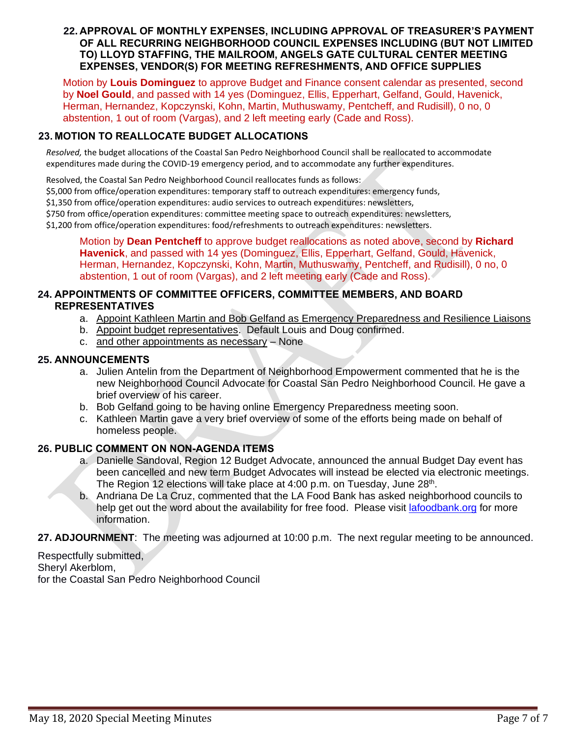**22. APPROVAL OF MONTHLY EXPENSES, INCLUDING APPROVAL OF TREASURER'S PAYMENT OF ALL RECURRING NEIGHBORHOOD COUNCIL EXPENSES INCLUDING (BUT NOT LIMITED TO) LLOYD STAFFING, THE MAILROOM, ANGELS GATE CULTURAL CENTER MEETING EXPENSES, VENDOR(S) FOR MEETING REFRESHMENTS, AND OFFICE SUPPLIES**

Motion by **Louis Dominguez** to approve Budget and Finance consent calendar as presented, second by **Noel Gould**, and passed with 14 yes (Dominguez, Ellis, Epperhart, Gelfand, Gould, Havenick, Herman, Hernandez, Kopczynski, Kohn, Martin, Muthuswamy, Pentcheff, and Rudisill), 0 no, 0 abstention, 1 out of room (Vargas), and 2 left meeting early (Cade and Ross).

**23. MOTION TO REALLOCATE BUDGET ALLOCATIONS**

*Resolved,* the budget allocations of the Coastal San Pedro Neighborhood Council shall be reallocated to accommodate expenditures made during the COVID-19 emergency period, and to accommodate any further expenditures.

Resolved, the Coastal San Pedro Neighborhood Council reallocates funds as follows:
$5,000 from office/operation expenditures: temporary staff to outreach expenditures: emergency funds,
$1,350 from office/operation expenditures: audio services to outreach expenditures: newsletters,
$750 from office/operation expenditures: committee meeting space to outreach expenditures: newsletters,
$1,200 from office/operation expenditures: food/refreshments to outreach expenditures: newsletters.

Motion by **Dean Pentcheff** to approve budget reallocations as noted above, second by **Richard Havenick**, and passed with 14 yes (Dominguez, Ellis, Epperhart, Gelfand, Gould, Havenick, Herman, Hernandez, Kopczynski, Kohn, Martin, Muthuswamy, Pentcheff, and Rudisill), 0 no, 0 abstention, 1 out of room (Vargas), and 2 left meeting early (Cade and Ross).

**24. APPOINTMENTS OF COMMITTEE OFFICERS, COMMITTEE MEMBERS, AND BOARD REPRESENTATIVES**

a. Appoint Kathleen Martin and Bob Gelfand as Emergency Preparedness and Resilience Liaisons
b. Appoint budget representatives. Default Louis and Doug confirmed.
c. and other appointments as necessary – None

**25. ANNOUNCEMENTS**

a. Julien Antelin from the Department of Neighborhood Empowerment commented that he is the new Neighborhood Council Advocate for Coastal San Pedro Neighborhood Council. He gave a brief overview of his career.
b. Bob Gelfand going to be having online Emergency Preparedness meeting soon.
c. Kathleen Martin gave a very brief overview of some of the efforts being made on behalf of homeless people.

**26. PUBLIC COMMENT ON NON-AGENDA ITEMS**

a. Danielle Sandoval, Region 12 Budget Advocate, announced the annual Budget Day event has been cancelled and new term Budget Advocates will instead be elected via electronic meetings. The Region 12 elections will take place at 4:00 p.m. on Tuesday, June 28th.
b. Andriana De La Cruz, commented that the LA Food Bank has asked neighborhood councils to help get out the word about the availability for free food. Please visit lafoodbank.org for more information.

**27. ADJOURNMENT**: The meeting was adjourned at 10:00 p.m. The next regular meeting to be announced.

Respectfully submitted,
Sheryl Akerblom,
for the Coastal San Pedro Neighborhood Council